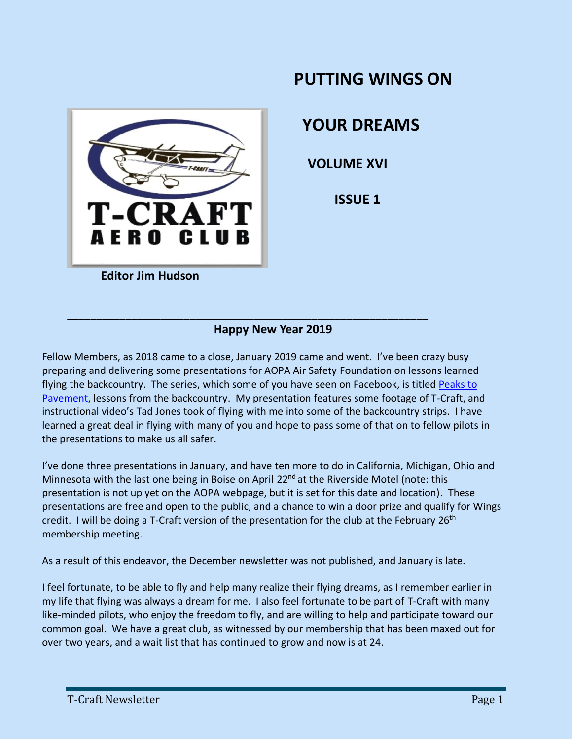# PUTTING WINGS ON YOUR DREAMS

## VOLUME XVI

## ISSUE 1

T-CRAFT AERO CLUB

**Editor Jim Hudson**

---

## Happy New Year 2019

Fellow Members, as 2018 came to a close, January 2019 came and went. I've been crazy busy preparing and delivering some presentations for AOPA Air Safety Foundation on lessons learned flying the backcountry. The series, which some of you have seen on Facebook, is titled Peaks to Pavement, lessons from the backcountry. My presentation features some footage of T-Craft, and instructional video's Tad Jones took of flying with me into some of the backcountry strips. I have learned a great deal in flying with many of you and hope to pass some of that on to fellow pilots in the presentations to make us all safer.

I've done three presentations in January, and have ten more to do in California, Michigan, Ohio and Minnesota with the last one being in Boise on April 22nd at the Riverside Motel (note: this presentation is not up yet on the AOPA webpage, but it is set for this date and location). These presentations are free and open to the public, and a chance to win a door prize and qualify for Wings credit. I will be doing a T-Craft version of the presentation for the club at the February 26th membership meeting.

As a result of this endeavor, the December newsletter was not published, and January is late.

I feel fortunate, to be able to fly and help many realize their flying dreams, as I remember earlier in my life that flying was always a dream for me. I also feel fortunate to be part of T-Craft with many like-minded pilots, who enjoy the freedom to fly, and are willing to help and participate toward our common goal. We have a great club, as witnessed by our membership that has been maxed out for over two years, and a wait list that has continued to grow and now is at 24.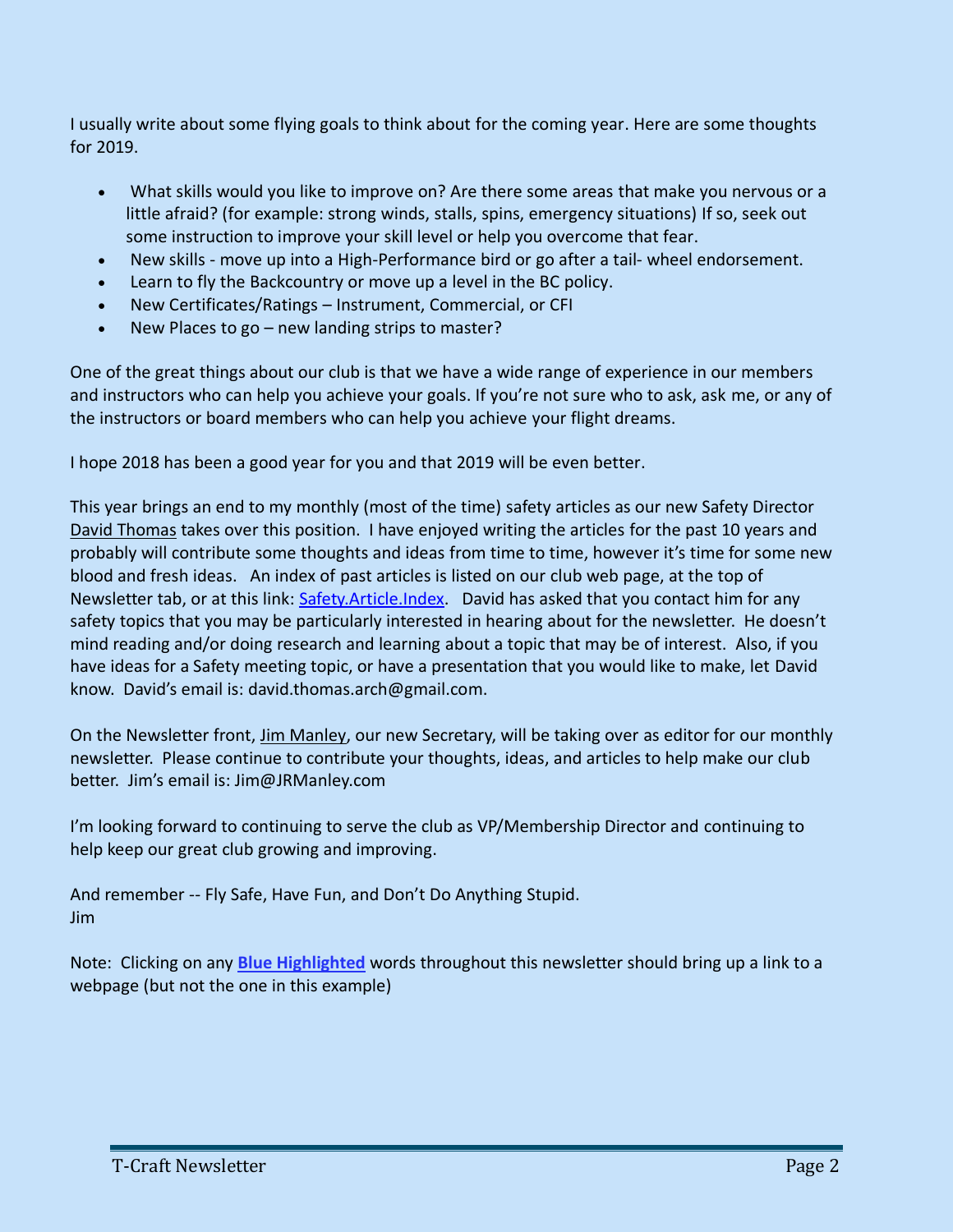I usually write about some flying goals to think about for the coming year. Here are some thoughts for 2019.

- What skills would you like to improve on? Are there some areas that make you nervous or a little afraid? (for example: strong winds, stalls, spins, emergency situations) If so, seek out some instruction to improve your skill level or help you overcome that fear.
- New skills - move up into a High-Performance bird or go after a tail- wheel endorsement.
- Learn to fly the Backcountry or move up a level in the BC policy.
- New Certificates/Ratings – Instrument, Commercial, or CFI
- New Places to go – new landing strips to master?

One of the great things about our club is that we have a wide range of experience in our members and instructors who can help you achieve your goals. If you're not sure who to ask, ask me, or any of the instructors or board members who can help you achieve your flight dreams.

I hope 2018 has been a good year for you and that 2019 will be even better.

This year brings an end to my monthly (most of the time) safety articles as our new Safety Director David Thomas takes over this position. I have enjoyed writing the articles for the past 10 years and probably will contribute some thoughts and ideas from time to time, however it's time for some new blood and fresh ideas. An index of past articles is listed on our club web page, at the top of Newsletter tab, or at this link: Safety.Article.Index. David has asked that you contact him for any safety topics that you may be particularly interested in hearing about for the newsletter. He doesn't mind reading and/or doing research and learning about a topic that may be of interest. Also, if you have ideas for a Safety meeting topic, or have a presentation that you would like to make, let David know. David's email is: david.thomas.arch@gmail.com.

On the Newsletter front, Jim Manley, our new Secretary, will be taking over as editor for our monthly newsletter. Please continue to contribute your thoughts, ideas, and articles to help make our club better. Jim's email is: Jim@JRManley.com

I'm looking forward to continuing to serve the club as VP/Membership Director and continuing to help keep our great club growing and improving.

And remember -- Fly Safe, Have Fun, and Don't Do Anything Stupid.
Jim

Note: Clicking on any **Blue Highlighted** words throughout this newsletter should bring up a link to a webpage (but not the one in this example)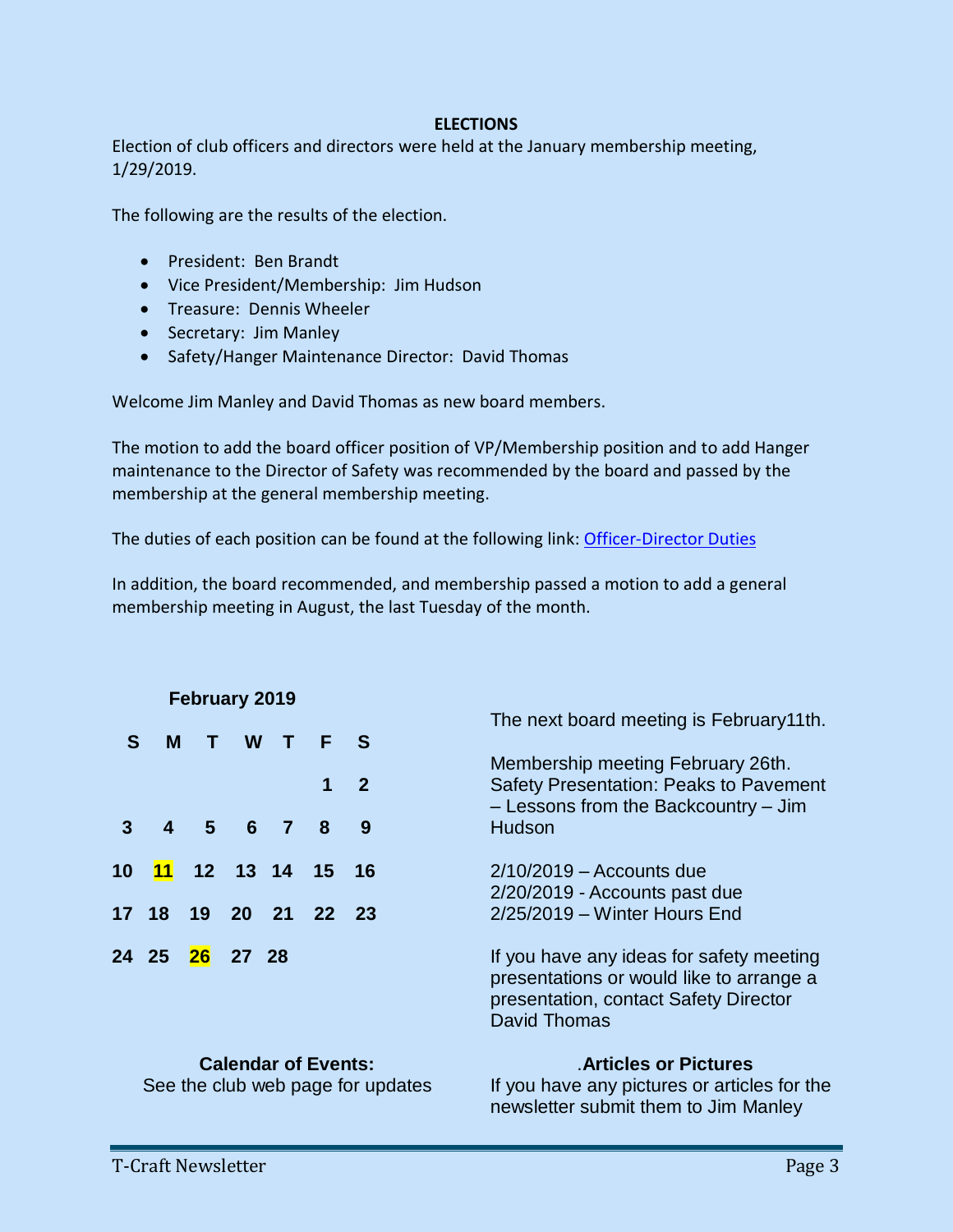## ELECTIONS

Election of club officers and directors were held at the January membership meeting, 1/29/2019.

The following are the results of the election.

- President: Ben Brandt
- Vice President/Membership: Jim Hudson
- Treasure: Dennis Wheeler
- Secretary: Jim Manley
- Safety/Hanger Maintenance Director: David Thomas

Welcome Jim Manley and David Thomas as new board members.

The motion to add the board officer position of VP/Membership position and to add Hanger maintenance to the Director of Safety was recommended by the board and passed by the membership at the general membership meeting.

The duties of each position can be found at the following link: Officer-Director Duties

In addition, the board recommended, and membership passed a motion to add a general membership meeting in August, the last Tuesday of the month.

**February 2019**

| S | M | T | W | T | F | S |
|---|---|---|---|---|---|---|
| | | | | | 1 | 2 |
| 3 | 4 | 5 | 6 | 7 | 8 | 9 |
| 10 | **11** | 12 | 13 | 14 | 15 | 16 |
| 17 | 18 | 19 | 20 | 21 | 22 | 23 |
| 24 | 25 | **26** | 27 | 28 | | |

The next board meeting is February11th.

Membership meeting February 26th.
Safety Presentation: Peaks to Pavement – Lessons from the Backcountry – Jim Hudson

2/10/2019 – Accounts due
2/20/2019 - Accounts past due
2/25/2019 – Winter Hours End

If you have any ideas for safety meeting presentations or would like to arrange a presentation, contact Safety Director David Thomas

**Calendar of Events:**
See the club web page for updates

**.Articles or Pictures**
If you have any pictures or articles for the newsletter submit them to Jim Manley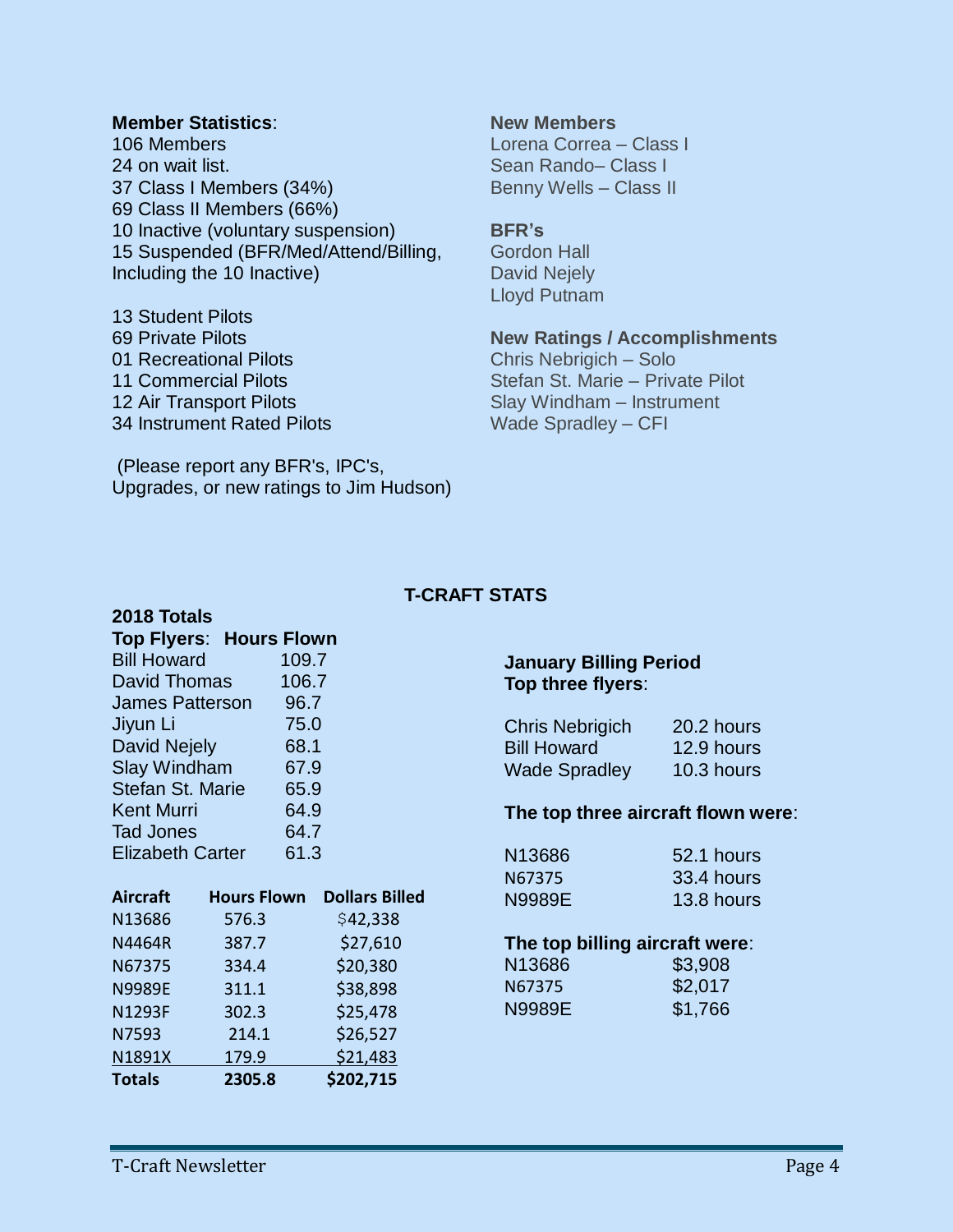**Member Statistics**:
106 Members
24 on wait list.
37 Class I Members (34%)
69 Class II Members (66%)
10 Inactive (voluntary suspension)
15 Suspended (BFR/Med/Attend/Billing, Including the 10 Inactive)

13 Student Pilots
69 Private Pilots
01 Recreational Pilots
11 Commercial Pilots
12 Air Transport Pilots
34 Instrument Rated Pilots

(Please report any BFR's, IPC's, Upgrades, or new ratings to Jim Hudson)

**New Members**
Lorena Correa – Class I
Sean Rando– Class I
Benny Wells – Class II

**BFR's**
Gordon Hall
David Nejely
Lloyd Putnam

**New Ratings / Accomplishments**
Chris Nebrigich – Solo
Stefan St. Marie – Private Pilot
Slay Windham – Instrument
Wade Spradley – CFI

## T-CRAFT STATS

**2018 Totals**

| **Top Flyers**: | **Hours Flown** |
|---|---|
| Bill Howard | 109.7 |
| David Thomas | 106.7 |
| James Patterson | 96.7 |
| Jiyun Li | 75.0 |
| David Nejely | 68.1 |
| Slay Windham | 67.9 |
| Stefan St. Marie | 65.9 |
| Kent Murri | 64.9 |
| Tad Jones | 64.7 |
| Elizabeth Carter | 61.3 |

| Aircraft | Hours Flown | Dollars Billed |
|---|---|---|
| N13686 | 576.3 | $42,338 |
| N4464R | 387.7 | $27,610 |
| N67375 | 334.4 | $20,380 |
| N9989E | 311.1 | $38,898 |
| N1293F | 302.3 | $25,478 |
| N7593 | 214.1 | $26,527 |
| N1891X | 179.9 | $21,483 |
| **Totals** | **2305.8** | **$202,715** |

**January Billing Period**
**Top three flyers**:

| | |
|---|---|
| Chris Nebrigich | 20.2 hours |
| Bill Howard | 12.9 hours |
| Wade Spradley | 10.3 hours |

**The top three aircraft flown were**:

| | |
|---|---|
| N13686 | 52.1 hours |
| N67375 | 33.4 hours |
| N9989E | 13.8 hours |

**The top billing aircraft were**:

| | |
|---|---|
| N13686 | $3,908 |
| N67375 | $2,017 |
| N9989E | $1,766 |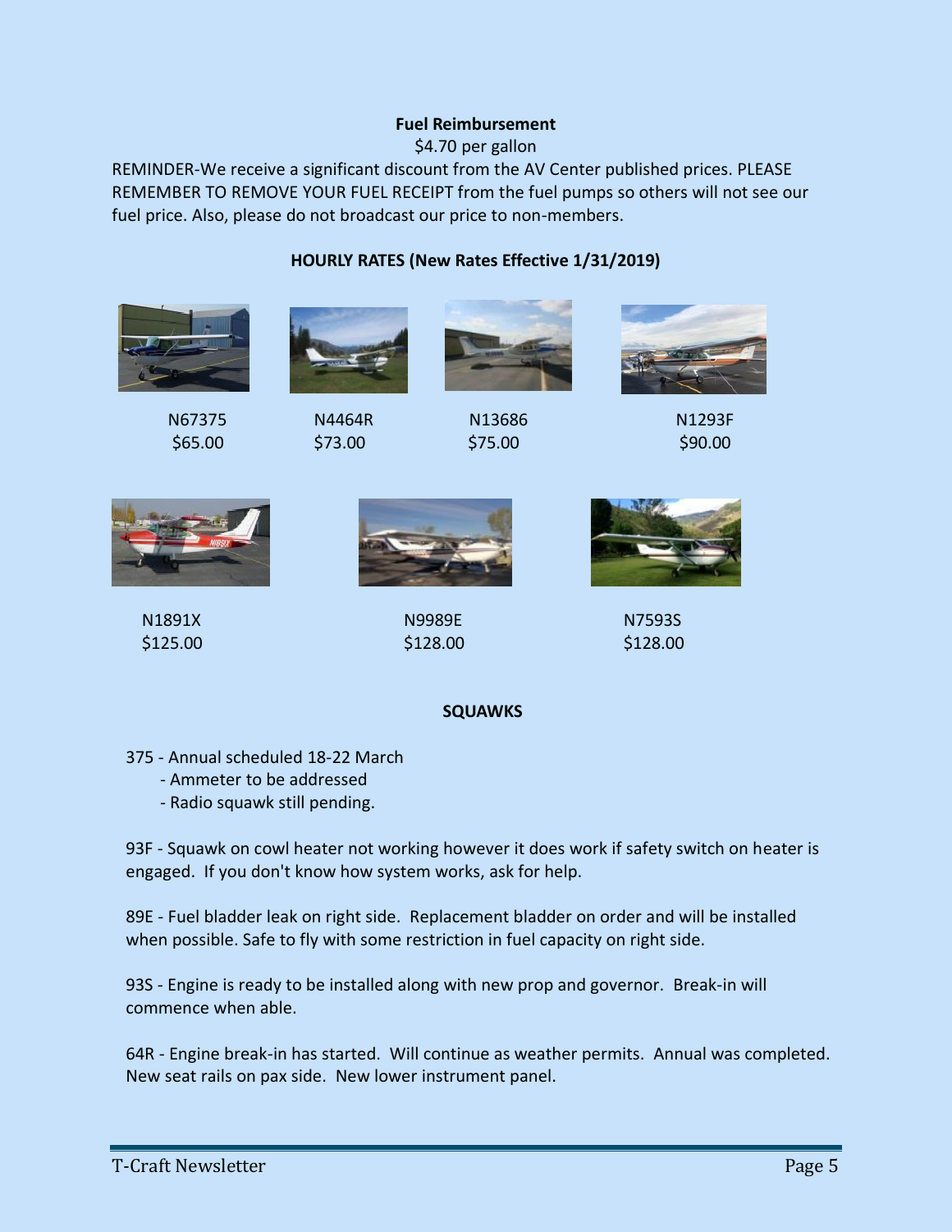**Fuel Reimbursement**

$4.70 per gallon

REMINDER-We receive a significant discount from the AV Center published prices. PLEASE REMEMBER TO REMOVE YOUR FUEL RECEIPT from the fuel pumps so others will not see our fuel price. Also, please do not broadcast our price to non-members.

**HOURLY RATES (New Rates Effective 1/31/2019)**

N67375
$65.00

N4464R
$73.00

N13686
$75.00

N1293F
$90.00

N1891X
$125.00

N9989E
$128.00

N7593S
$128.00

**SQUAWKS**

375 - Annual scheduled 18-22 March
- Ammeter to be addressed
- Radio squawk still pending.

93F - Squawk on cowl heater not working however it does work if safety switch on heater is engaged. If you don't know how system works, ask for help.

89E - Fuel bladder leak on right side. Replacement bladder on order and will be installed when possible. Safe to fly with some restriction in fuel capacity on right side.

93S - Engine is ready to be installed along with new prop and governor. Break-in will commence when able.

64R - Engine break-in has started. Will continue as weather permits. Annual was completed. New seat rails on pax side. New lower instrument panel.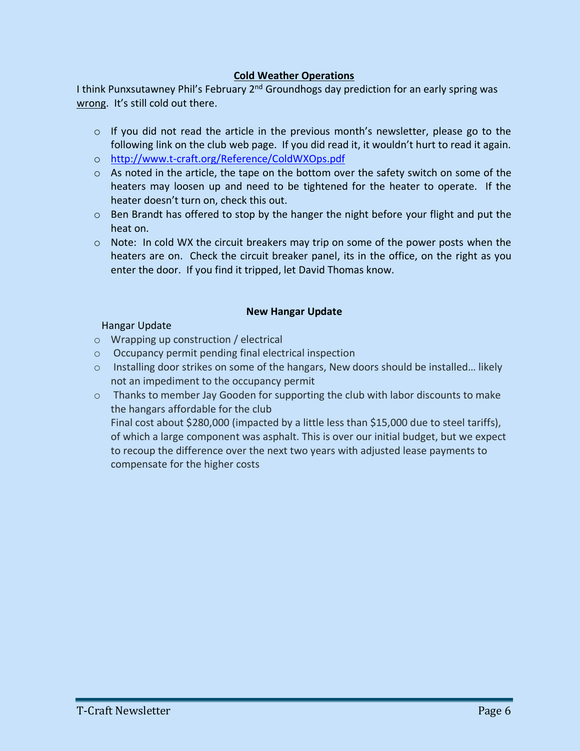## Cold Weather Operations

I think Punxsutawney Phil's February 2nd Groundhogs day prediction for an early spring was wrong. It's still cold out there.

- If you did not read the article in the previous month's newsletter, please go to the following link on the club web page. If you did read it, it wouldn't hurt to read it again.
- http://www.t-craft.org/Reference/ColdWXOps.pdf
- As noted in the article, the tape on the bottom over the safety switch on some of the heaters may loosen up and need to be tightened for the heater to operate. If the heater doesn't turn on, check this out.
- Ben Brandt has offered to stop by the hanger the night before your flight and put the heat on.
- Note: In cold WX the circuit breakers may trip on some of the power posts when the heaters are on. Check the circuit breaker panel, its in the office, on the right as you enter the door. If you find it tripped, let David Thomas know.

## New Hangar Update

Hangar Update

- Wrapping up construction / electrical
- Occupancy permit pending final electrical inspection
- Installing door strikes on some of the hangars, New doors should be installed… likely not an impediment to the occupancy permit
- Thanks to member Jay Gooden for supporting the club with labor discounts to make the hangars affordable for the club

  Final cost about $280,000 (impacted by a little less than $15,000 due to steel tariffs), of which a large component was asphalt. This is over our initial budget, but we expect to recoup the difference over the next two years with adjusted lease payments to compensate for the higher costs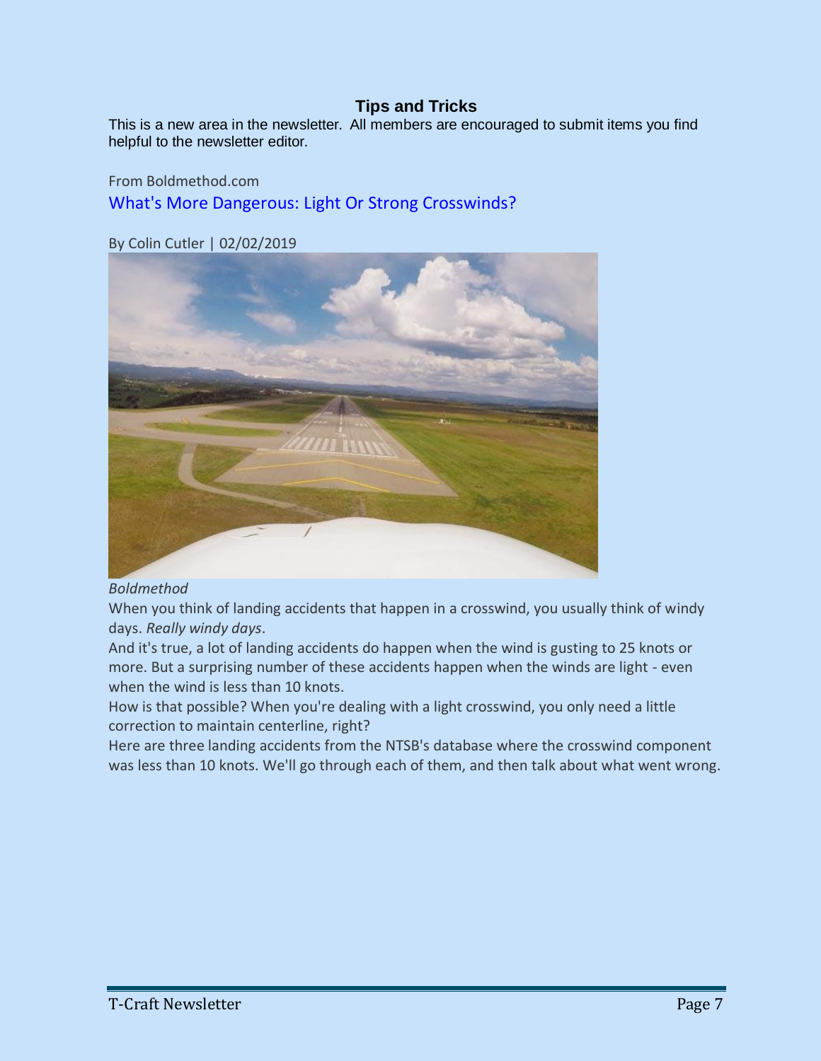## Tips and Tricks

This is a new area in the newsletter. All members are encouraged to submit items you find helpful to the newsletter editor.

From Boldmethod.com

### What's More Dangerous: Light Or Strong Crosswinds?

By Colin Cutler | 02/02/2019

*Boldmethod*

When you think of landing accidents that happen in a crosswind, you usually think of windy days. *Really windy days*.

And it's true, a lot of landing accidents do happen when the wind is gusting to 25 knots or more. But a surprising number of these accidents happen when the winds are light - even when the wind is less than 10 knots.

How is that possible? When you're dealing with a light crosswind, you only need a little correction to maintain centerline, right?

Here are three landing accidents from the NTSB's database where the crosswind component was less than 10 knots. We'll go through each of them, and then talk about what went wrong.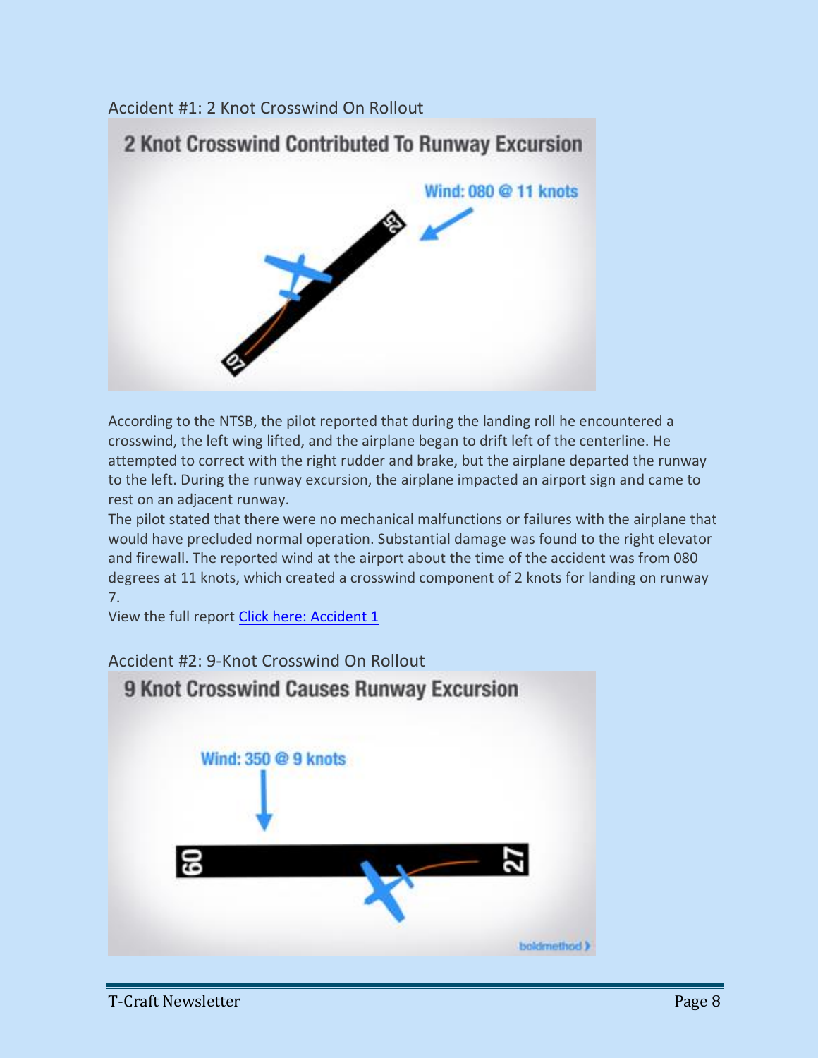## Accident #1: 2 Knot Crosswind On Rollout

According to the NTSB, the pilot reported that during the landing roll he encountered a crosswind, the left wing lifted, and the airplane began to drift left of the centerline. He attempted to correct with the right rudder and brake, but the airplane departed the runway to the left. During the runway excursion, the airplane impacted an airport sign and came to rest on an adjacent runway.

The pilot stated that there were no mechanical malfunctions or failures with the airplane that would have precluded normal operation. Substantial damage was found to the right elevator and firewall. The reported wind at the airport about the time of the accident was from 080 degrees at 11 knots, which created a crosswind component of 2 knots for landing on runway 7.

View the full report [Click here: Accident 1]

## Accident #2: 9-Knot Crosswind On Rollout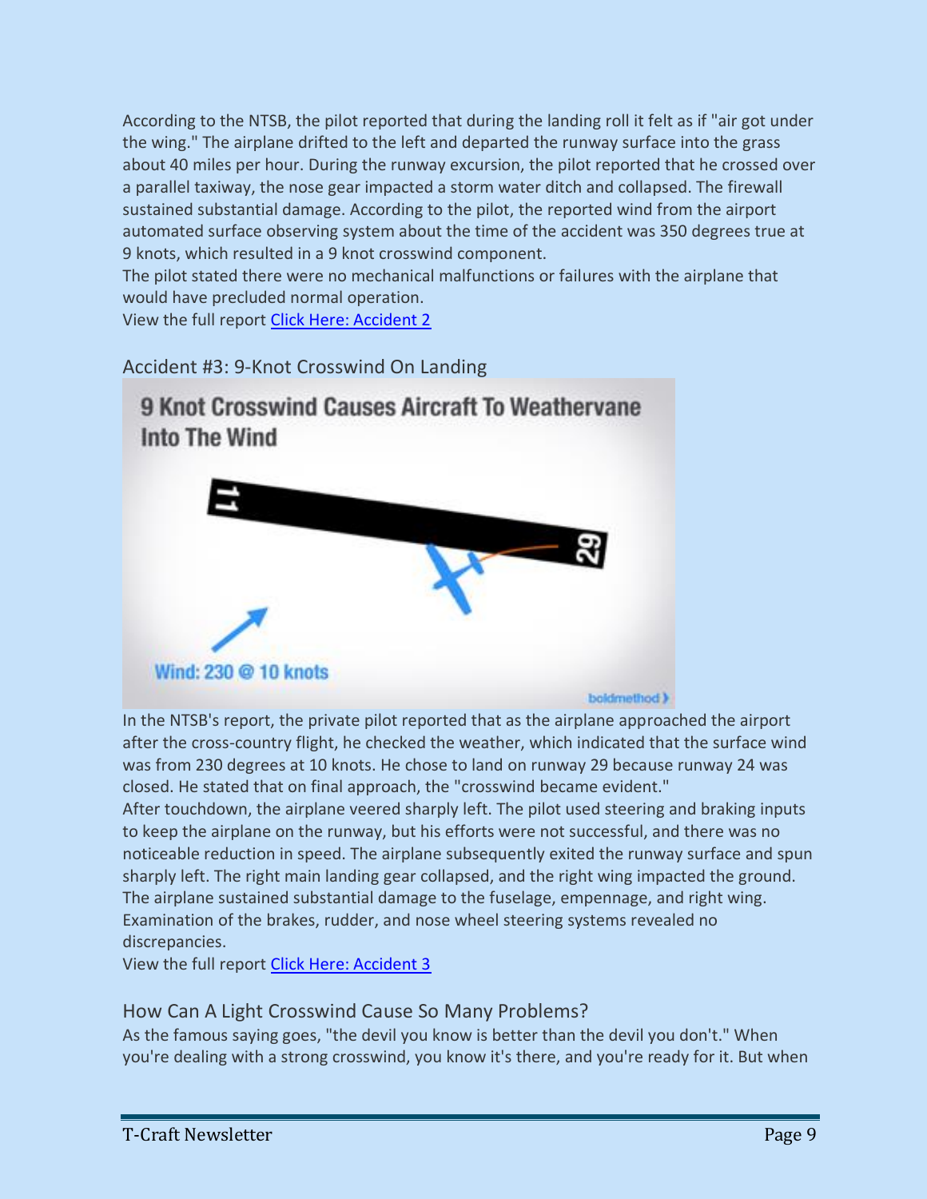According to the NTSB, the pilot reported that during the landing roll it felt as if "air got under the wing." The airplane drifted to the left and departed the runway surface into the grass about 40 miles per hour. During the runway excursion, the pilot reported that he crossed over a parallel taxiway, the nose gear impacted a storm water ditch and collapsed. The firewall sustained substantial damage. According to the pilot, the reported wind from the airport automated surface observing system about the time of the accident was 350 degrees true at 9 knots, which resulted in a 9 knot crosswind component.

The pilot stated there were no mechanical malfunctions or failures with the airplane that would have precluded normal operation.

View the full report [Click Here: Accident 2]

## Accident #3: 9-Knot Crosswind On Landing

9 Knot Crosswind Causes Aircraft To Weathervane Into The Wind

Wind: 230 @ 10 knots

In the NTSB's report, the private pilot reported that as the airplane approached the airport after the cross-country flight, he checked the weather, which indicated that the surface wind was from 230 degrees at 10 knots. He chose to land on runway 29 because runway 24 was closed. He stated that on final approach, the "crosswind became evident."

After touchdown, the airplane veered sharply left. The pilot used steering and braking inputs to keep the airplane on the runway, but his efforts were not successful, and there was no noticeable reduction in speed. The airplane subsequently exited the runway surface and spun sharply left. The right main landing gear collapsed, and the right wing impacted the ground. The airplane sustained substantial damage to the fuselage, empennage, and right wing. Examination of the brakes, rudder, and nose wheel steering systems revealed no discrepancies.

View the full report [Click Here: Accident 3]

## How Can A Light Crosswind Cause So Many Problems?

As the famous saying goes, "the devil you know is better than the devil you don't." When you're dealing with a strong crosswind, you know it's there, and you're ready for it. But when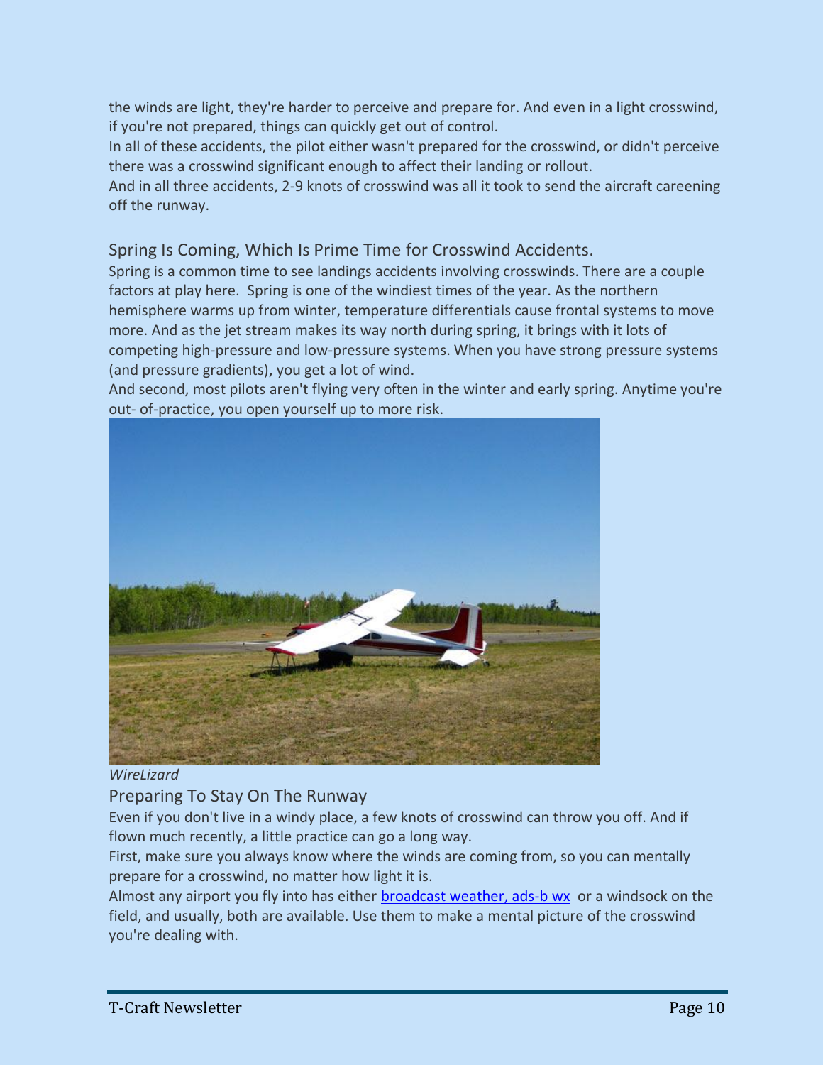the winds are light, they're harder to perceive and prepare for. And even in a light crosswind, if you're not prepared, things can quickly get out of control.

In all of these accidents, the pilot either wasn't prepared for the crosswind, or didn't perceive there was a crosswind significant enough to affect their landing or rollout.

And in all three accidents, 2-9 knots of crosswind was all it took to send the aircraft careening off the runway.

## Spring Is Coming, Which Is Prime Time for Crosswind Accidents.

Spring is a common time to see landings accidents involving crosswinds. There are a couple factors at play here.  Spring is one of the windiest times of the year. As the northern hemisphere warms up from winter, temperature differentials cause frontal systems to move more. And as the jet stream makes its way north during spring, it brings with it lots of competing high-pressure and low-pressure systems. When you have strong pressure systems (and pressure gradients), you get a lot of wind.

And second, most pilots aren't flying very often in the winter and early spring. Anytime you're out- of-practice, you open yourself up to more risk.

*WireLizard*

## Preparing To Stay On The Runway

Even if you don't live in a windy place, a few knots of crosswind can throw you off. And if flown much recently, a little practice can go a long way.

First, make sure you always know where the winds are coming from, so you can mentally prepare for a crosswind, no matter how light it is.

Almost any airport you fly into has either [broadcast weather, ads-b wx]() or a windsock on the field, and usually, both are available. Use them to make a mental picture of the crosswind you're dealing with.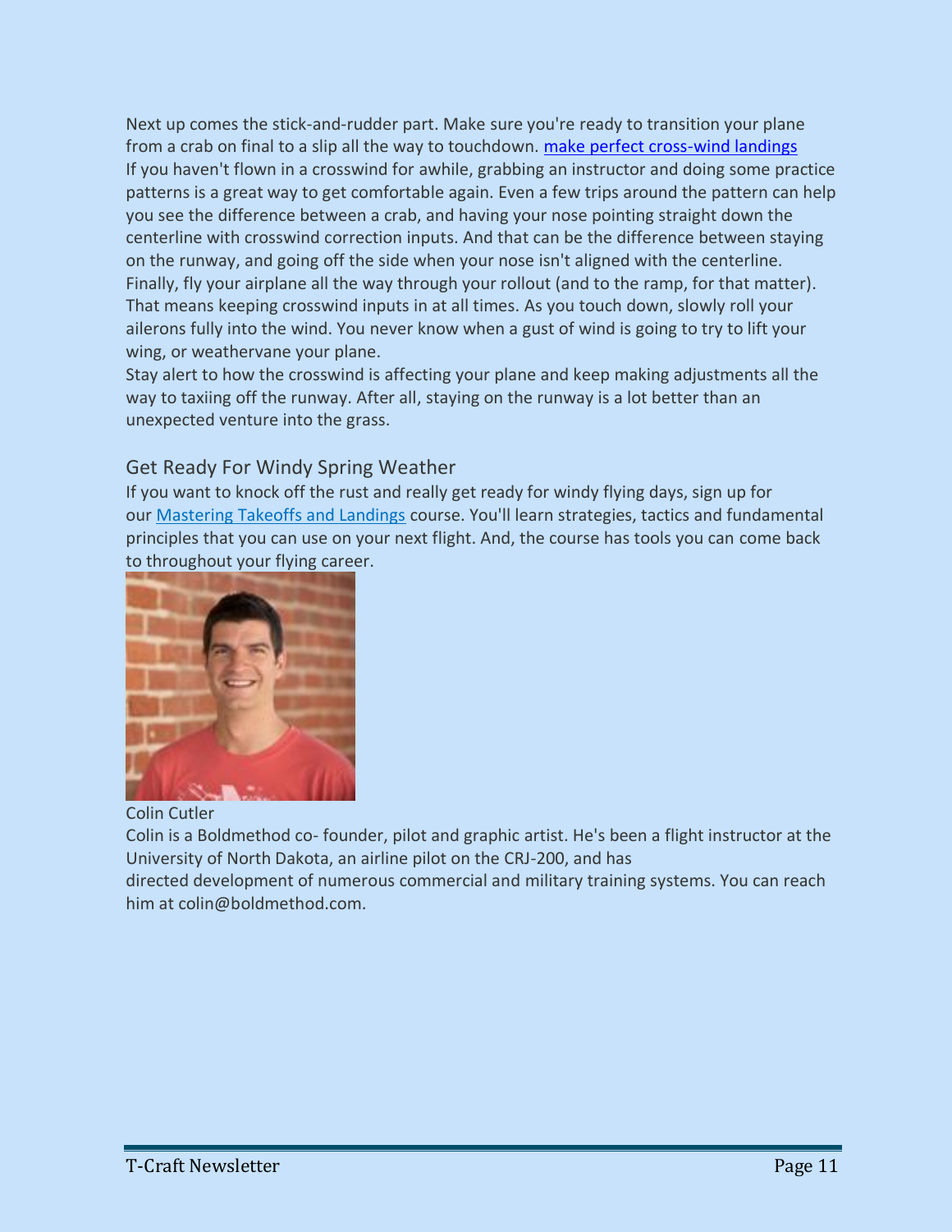Next up comes the stick-and-rudder part. Make sure you're ready to transition your plane from a crab on final to a slip all the way to touchdown. [make perfect cross-wind landings]
If you haven't flown in a crosswind for awhile, grabbing an instructor and doing some practice patterns is a great way to get comfortable again. Even a few trips around the pattern can help you see the difference between a crab, and having your nose pointing straight down the centerline with crosswind correction inputs. And that can be the difference between staying on the runway, and going off the side when your nose isn't aligned with the centerline.
Finally, fly your airplane all the way through your rollout (and to the ramp, for that matter). That means keeping crosswind inputs in at all times. As you touch down, slowly roll your ailerons fully into the wind. You never know when a gust of wind is going to try to lift your wing, or weathervane your plane.
Stay alert to how the crosswind is affecting your plane and keep making adjustments all the way to taxiing off the runway. After all, staying on the runway is a lot better than an unexpected venture into the grass.

## Get Ready For Windy Spring Weather

If you want to knock off the rust and really get ready for windy flying days, sign up for our [Mastering Takeoffs and Landings] course. You'll learn strategies, tactics and fundamental principles that you can use on your next flight. And, the course has tools you can come back to throughout your flying career.

Colin Cutler
Colin is a Boldmethod co- founder, pilot and graphic artist. He's been a flight instructor at the University of North Dakota, an airline pilot on the CRJ-200, and has directed development of numerous commercial and military training systems. You can reach him at colin@boldmethod.com.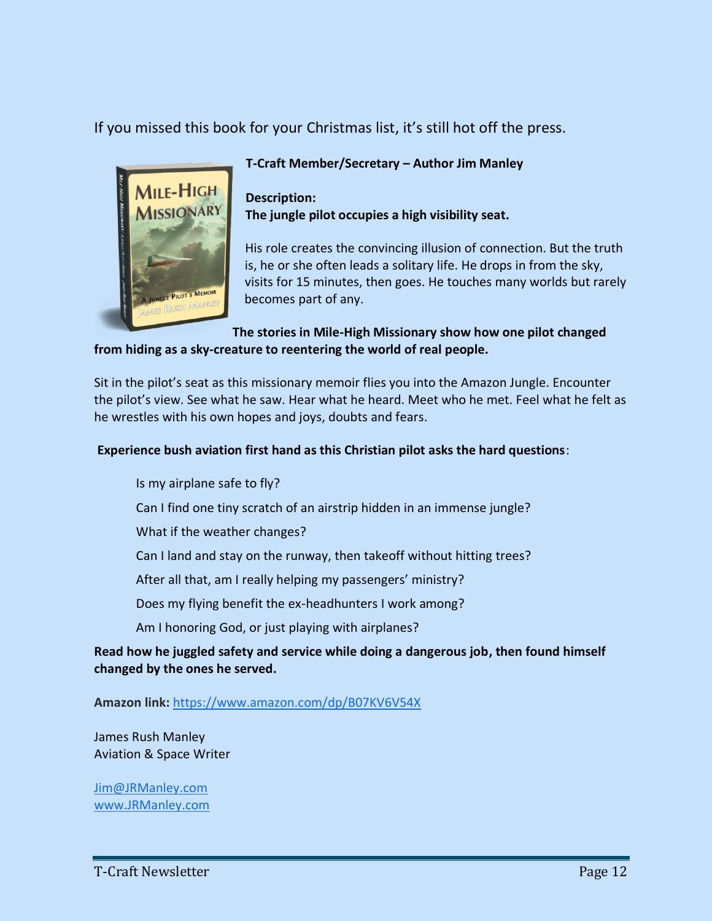If you missed this book for your Christmas list, it's still hot off the press.

**T-Craft Member/Secretary – Author Jim Manley**

**Description:**
**The jungle pilot occupies a high visibility seat.**

His role creates the convincing illusion of connection. But the truth is, he or she often leads a solitary life. He drops in from the sky, visits for 15 minutes, then goes. He touches many worlds but rarely becomes part of any.

**The stories in Mile-High Missionary show how one pilot changed from hiding as a sky-creature to reentering the world of real people.**

Sit in the pilot's seat as this missionary memoir flies you into the Amazon Jungle. Encounter the pilot's view. See what he saw. Hear what he heard. Meet who he met. Feel what he felt as he wrestles with his own hopes and joys, doubts and fears.

**Experience bush aviation first hand as this Christian pilot asks the hard questions**:

Is my airplane safe to fly?

Can I find one tiny scratch of an airstrip hidden in an immense jungle?

What if the weather changes?

Can I land and stay on the runway, then takeoff without hitting trees?

After all that, am I really helping my passengers' ministry?

Does my flying benefit the ex-headhunters I work among?

Am I honoring God, or just playing with airplanes?

**Read how he juggled safety and service while doing a dangerous job, then found himself changed by the ones he served.**

**Amazon link:** https://www.amazon.com/dp/B07KV6V54X

James Rush Manley
Aviation & Space Writer

Jim@JRManley.com
www.JRManley.com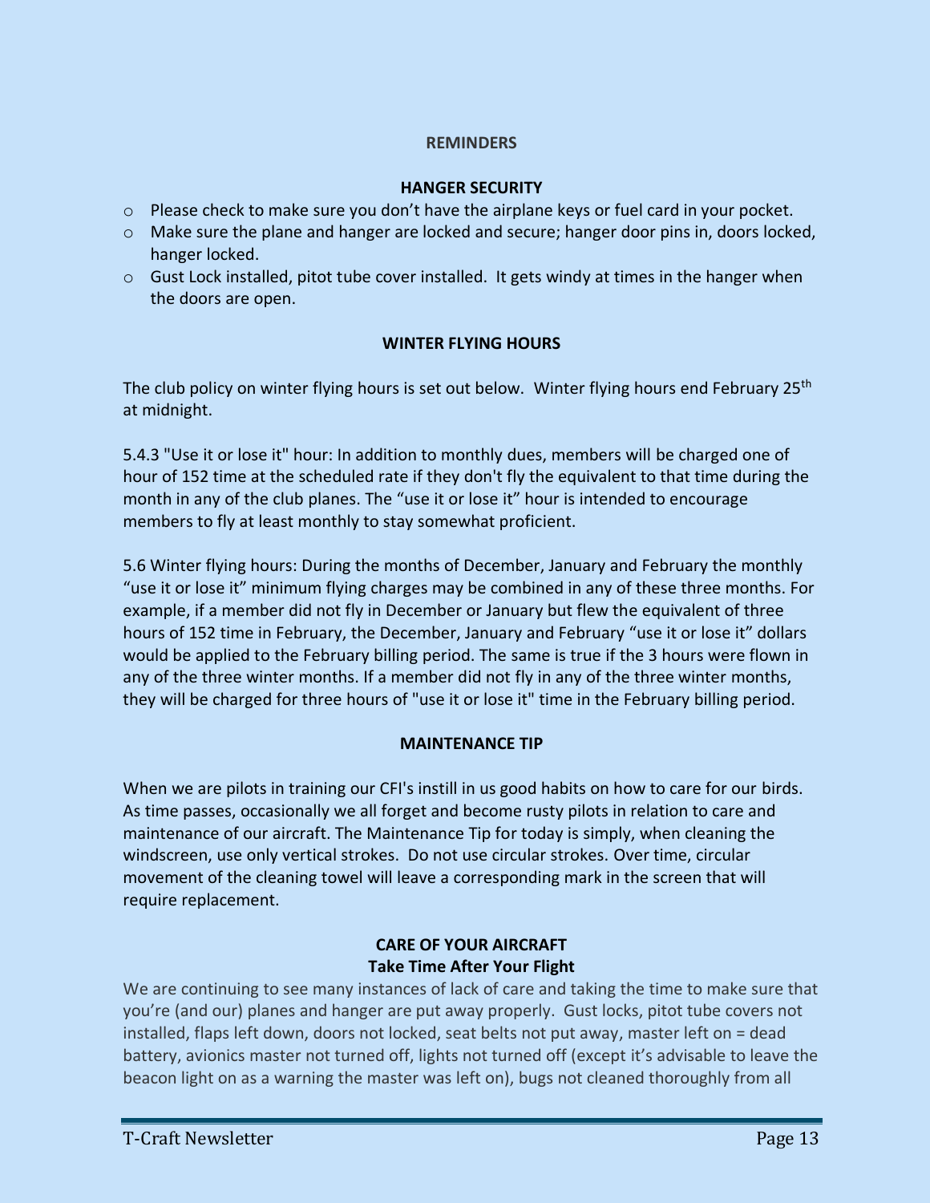## REMINDERS

### HANGER SECURITY

- Please check to make sure you don't have the airplane keys or fuel card in your pocket.
- Make sure the plane and hanger are locked and secure; hanger door pins in, doors locked, hanger locked.
- Gust Lock installed, pitot tube cover installed. It gets windy at times in the hanger when the doors are open.

### WINTER FLYING HOURS

The club policy on winter flying hours is set out below. Winter flying hours end February 25th at midnight.

5.4.3 "Use it or lose it" hour: In addition to monthly dues, members will be charged one of hour of 152 time at the scheduled rate if they don't fly the equivalent to that time during the month in any of the club planes. The "use it or lose it" hour is intended to encourage members to fly at least monthly to stay somewhat proficient.

5.6 Winter flying hours: During the months of December, January and February the monthly "use it or lose it" minimum flying charges may be combined in any of these three months. For example, if a member did not fly in December or January but flew the equivalent of three hours of 152 time in February, the December, January and February "use it or lose it" dollars would be applied to the February billing period. The same is true if the 3 hours were flown in any of the three winter months. If a member did not fly in any of the three winter months, they will be charged for three hours of "use it or lose it" time in the February billing period.

### MAINTENANCE TIP

When we are pilots in training our CFI's instill in us good habits on how to care for our birds. As time passes, occasionally we all forget and become rusty pilots in relation to care and maintenance of our aircraft. The Maintenance Tip for today is simply, when cleaning the windscreen, use only vertical strokes. Do not use circular strokes. Over time, circular movement of the cleaning towel will leave a corresponding mark in the screen that will require replacement.

### CARE OF YOUR AIRCRAFT
**Take Time After Your Flight**

We are continuing to see many instances of lack of care and taking the time to make sure that you're (and our) planes and hanger are put away properly. Gust locks, pitot tube covers not installed, flaps left down, doors not locked, seat belts not put away, master left on = dead battery, avionics master not turned off, lights not turned off (except it's advisable to leave the beacon light on as a warning the master was left on), bugs not cleaned thoroughly from all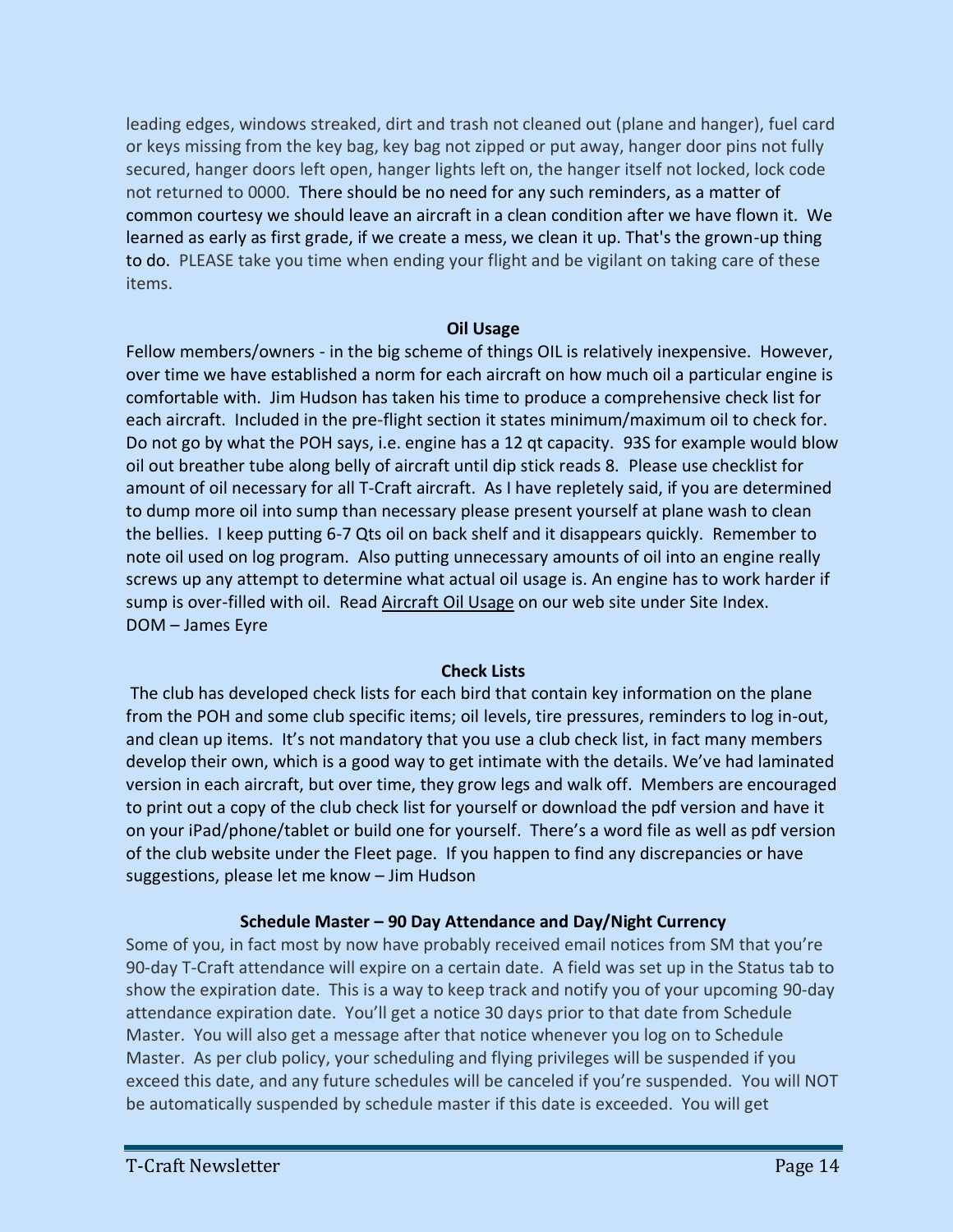leading edges, windows streaked, dirt and trash not cleaned out (plane and hanger), fuel card or keys missing from the key bag, key bag not zipped or put away, hanger door pins not fully secured, hanger doors left open, hanger lights left on, the hanger itself not locked, lock code not returned to 0000. There should be no need for any such reminders, as a matter of common courtesy we should leave an aircraft in a clean condition after we have flown it. We learned as early as first grade, if we create a mess, we clean it up. That's the grown-up thing to do. PLEASE take you time when ending your flight and be vigilant on taking care of these items.

**Oil Usage**

Fellow members/owners - in the big scheme of things OIL is relatively inexpensive. However, over time we have established a norm for each aircraft on how much oil a particular engine is comfortable with. Jim Hudson has taken his time to produce a comprehensive check list for each aircraft. Included in the pre-flight section it states minimum/maximum oil to check for. Do not go by what the POH says, i.e. engine has a 12 qt capacity. 93S for example would blow oil out breather tube along belly of aircraft until dip stick reads 8. Please use checklist for amount of oil necessary for all T-Craft aircraft. As I have repletely said, if you are determined to dump more oil into sump than necessary please present yourself at plane wash to clean the bellies. I keep putting 6-7 Qts oil on back shelf and it disappears quickly. Remember to note oil used on log program. Also putting unnecessary amounts of oil into an engine really screws up any attempt to determine what actual oil usage is. An engine has to work harder if sump is over-filled with oil. Read Aircraft Oil Usage on our web site under Site Index.
DOM – James Eyre

**Check Lists**

The club has developed check lists for each bird that contain key information on the plane from the POH and some club specific items; oil levels, tire pressures, reminders to log in-out, and clean up items. It's not mandatory that you use a club check list, in fact many members develop their own, which is a good way to get intimate with the details. We've had laminated version in each aircraft, but over time, they grow legs and walk off. Members are encouraged to print out a copy of the club check list for yourself or download the pdf version and have it on your iPad/phone/tablet or build one for yourself. There's a word file as well as pdf version of the club website under the Fleet page. If you happen to find any discrepancies or have suggestions, please let me know – Jim Hudson

**Schedule Master – 90 Day Attendance and Day/Night Currency**

Some of you, in fact most by now have probably received email notices from SM that you're 90-day T-Craft attendance will expire on a certain date. A field was set up in the Status tab to show the expiration date. This is a way to keep track and notify you of your upcoming 90-day attendance expiration date. You'll get a notice 30 days prior to that date from Schedule Master. You will also get a message after that notice whenever you log on to Schedule Master. As per club policy, your scheduling and flying privileges will be suspended if you exceed this date, and any future schedules will be canceled if you're suspended. You will NOT be automatically suspended by schedule master if this date is exceeded. You will get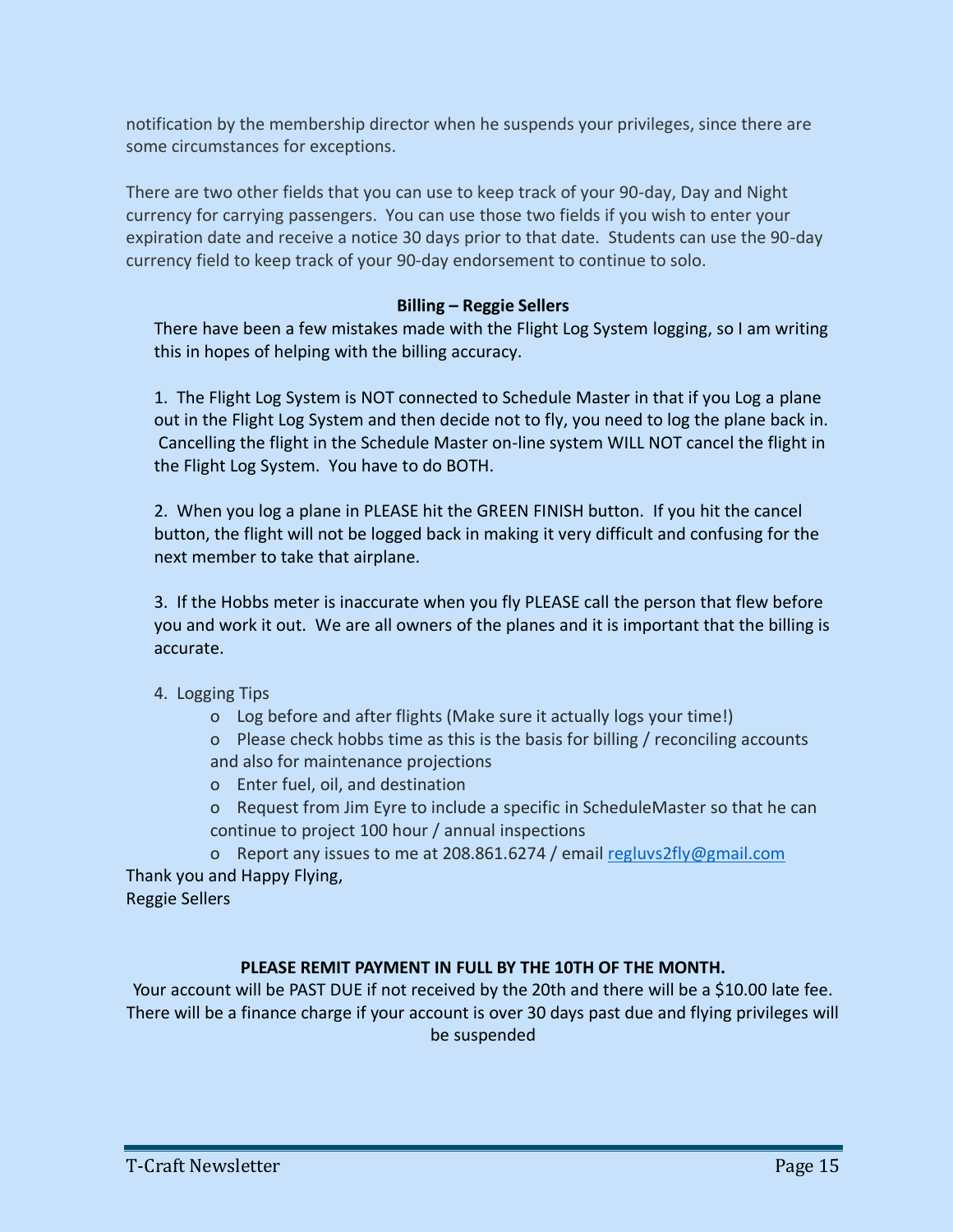notification by the membership director when he suspends your privileges, since there are some circumstances for exceptions.

There are two other fields that you can use to keep track of your 90-day, Day and Night currency for carrying passengers. You can use those two fields if you wish to enter your expiration date and receive a notice 30 days prior to that date. Students can use the 90-day currency field to keep track of your 90-day endorsement to continue to solo.

**Billing – Reggie Sellers**

There have been a few mistakes made with the Flight Log System logging, so I am writing this in hopes of helping with the billing accuracy.

1. The Flight Log System is NOT connected to Schedule Master in that if you Log a plane out in the Flight Log System and then decide not to fly, you need to log the plane back in. Cancelling the flight in the Schedule Master on-line system WILL NOT cancel the flight in the Flight Log System. You have to do BOTH.

2. When you log a plane in PLEASE hit the GREEN FINISH button. If you hit the cancel button, the flight will not be logged back in making it very difficult and confusing for the next member to take that airplane.

3. If the Hobbs meter is inaccurate when you fly PLEASE call the person that flew before you and work it out. We are all owners of the planes and it is important that the billing is accurate.

4. Logging Tips
   - Log before and after flights (Make sure it actually logs your time!)
   - Please check hobbs time as this is the basis for billing / reconciling accounts and also for maintenance projections
   - Enter fuel, oil, and destination
   - Request from Jim Eyre to include a specific in ScheduleMaster so that he can continue to project 100 hour / annual inspections
   - Report any issues to me at 208.861.6274 / email regluvs2fly@gmail.com

Thank you and Happy Flying,
Reggie Sellers

**PLEASE REMIT PAYMENT IN FULL BY THE 10TH OF THE MONTH.**

Your account will be PAST DUE if not received by the 20th and there will be a $10.00 late fee. There will be a finance charge if your account is over 30 days past due and flying privileges will be suspended